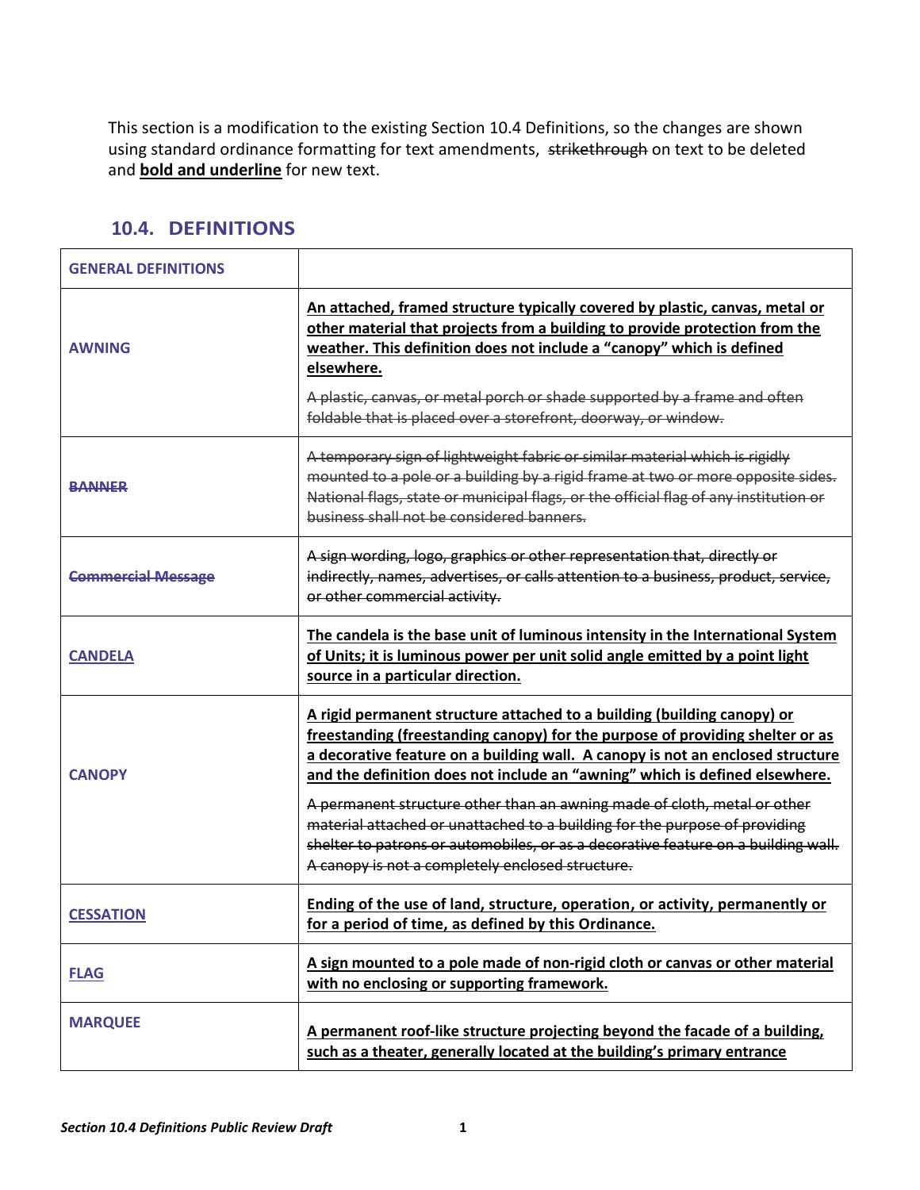This section is a modification to the existing Section 10.4 Definitions, so the changes are shown using standard ordinance formatting for text amendments, ~~strikethrough~~ on text to be deleted and **<u>bold and underline</u>** for new text.

## 10.4. DEFINITIONS

| GENERAL DEFINITIONS | |
|---|---|
| AWNING | **<u>An attached, framed structure typically covered by plastic, canvas, metal or other material that projects from a building to provide protection from the weather. This definition does not include a "canopy" which is defined elsewhere.</u>**<br><br>~~A plastic, canvas, or metal porch or shade supported by a frame and often foldable that is placed over a storefront, doorway, or window.~~ |
| ~~BANNER~~ | ~~A temporary sign of lightweight fabric or similar material which is rigidly mounted to a pole or a building by a rigid frame at two or more opposite sides. National flags, state or municipal flags, or the official flag of any institution or business shall not be considered banners.~~ |
| ~~Commercial Message~~ | ~~A sign wording, logo, graphics or other representation that, directly or indirectly, names, advertises, or calls attention to a business, product, service, or other commercial activity.~~ |
| <u>CANDELA</u> | **<u>The candela is the base unit of luminous intensity in the International System of Units; it is luminous power per unit solid angle emitted by a point light source in a particular direction.</u>** |
| CANOPY | **<u>A rigid permanent structure attached to a building (building canopy) or freestanding (freestanding canopy) for the purpose of providing shelter or as a decorative feature on a building wall. A canopy is not an enclosed structure and the definition does not include an "awning" which is defined elsewhere.</u>**<br><br>~~A permanent structure other than an awning made of cloth, metal or other material attached or unattached to a building for the purpose of providing shelter to patrons or automobiles, or as a decorative feature on a building wall. A canopy is not a completely enclosed structure.~~ |
| <u>CESSATION</u> | **<u>Ending of the use of land, structure, operation, or activity, permanently or for a period of time, as defined by this Ordinance.</u>** |
| <u>FLAG</u> | **<u>A sign mounted to a pole made of non-rigid cloth or canvas or other material with no enclosing or supporting framework.</u>** |
| MARQUEE | **<u>A permanent roof-like structure projecting beyond the facade of a building, such as a theater, generally located at the building's primary entrance</u>** |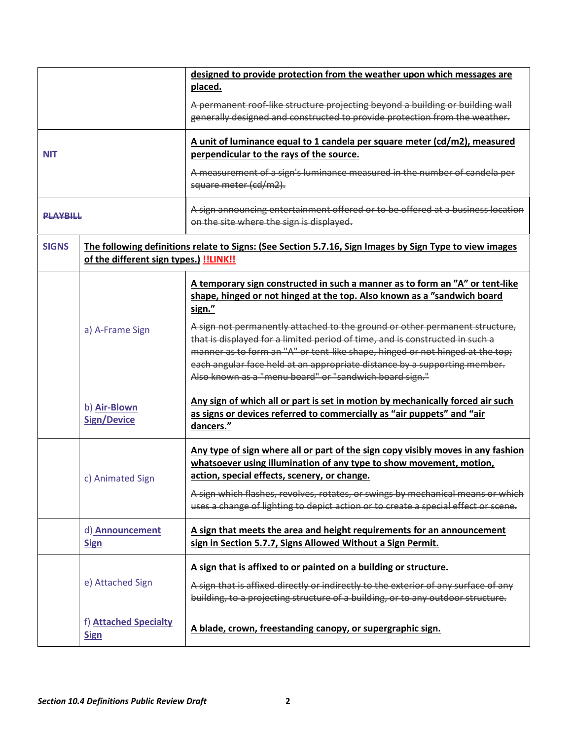| | | |
|---|---|---|
| | | **designed to provide protection from the weather upon which messages are placed.**<br><br>~~A permanent roof-like structure projecting beyond a building or building wall generally designed and constructed to provide protection from the weather.~~ |
| NIT | | **A unit of luminance equal to 1 candela per square meter (cd/m2), measured perpendicular to the rays of the source.**<br><br>~~A measurement of a sign's luminance measured in the number of candela per square meter (cd/m2).~~ |
| ~~PLAYBILL~~ | | ~~A sign announcing entertainment offered or to be offered at a business location on the site where the sign is displayed.~~ |
| SIGNS | **The following definitions relate to Signs: (See Section 5.7.16, Sign Images by Sign Type to view images of the different sign types.) !!LINK!!** | |
| | a) A-Frame Sign | **A temporary sign constructed in such a manner as to form an "A" or tent-like shape, hinged or not hinged at the top. Also known as a "sandwich board sign."**<br><br>~~A sign not permanently attached to the ground or other permanent structure, that is displayed for a limited period of time, and is constructed in such a manner as to form an "A" or tent-like shape, hinged or not hinged at the top; each angular face held at an appropriate distance by a supporting member. Also known as a "menu board" or "sandwich board sign."~~ |
| | b) Air-Blown Sign/Device | **Any sign of which all or part is set in motion by mechanically forced air such as signs or devices referred to commercially as "air puppets" and "air dancers."** |
| | c) Animated Sign | **Any type of sign where all or part of the sign copy visibly moves in any fashion whatsoever using illumination of any type to show movement, motion, action, special effects, scenery, or change.**<br><br>~~A sign which flashes, revolves, rotates, or swings by mechanical means or which uses a change of lighting to depict action or to create a special effect or scene.~~ |
| | d) Announcement Sign | **A sign that meets the area and height requirements for an announcement sign in Section 5.7.7, Signs Allowed Without a Sign Permit.** |
| | e) Attached Sign | **A sign that is affixed to or painted on a building or structure.**<br><br>~~A sign that is affixed directly or indirectly to the exterior of any surface of any building, to a projecting structure of a building, or to any outdoor structure.~~ |
| | f) Attached Specialty Sign | **A blade, crown, freestanding canopy, or supergraphic sign.** |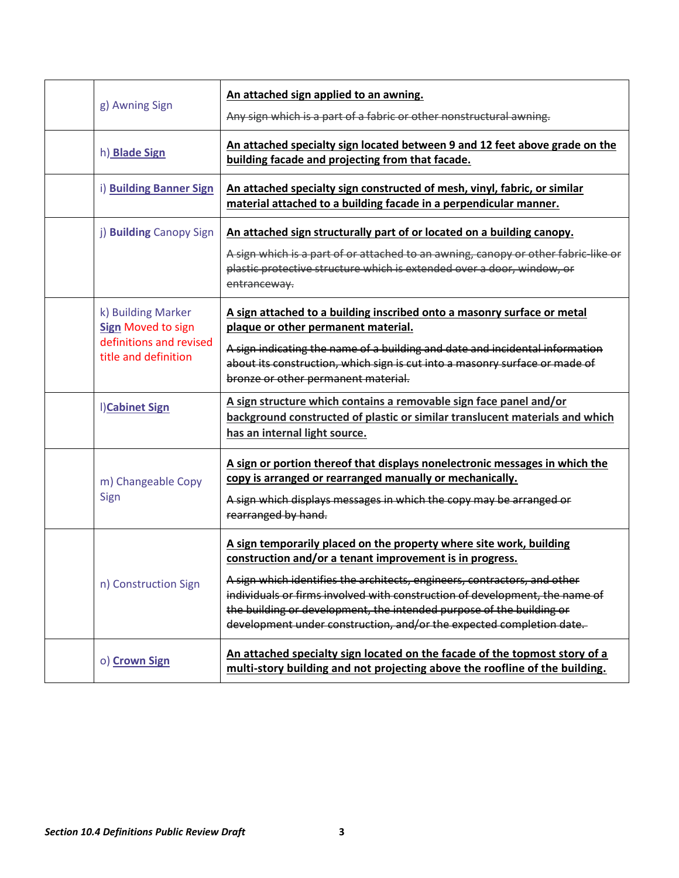| | | |
|---|---|---|
| | g) Awning Sign | **<u>An attached sign applied to an awning.</u>**<br>~~Any sign which is a part of a fabric or other nonstructural awning.~~ |
| | h) **<u>Blade Sign</u>** | **<u>An attached specialty sign located between 9 and 12 feet above grade on the building facade and projecting from that facade.</u>** |
| | i) **<u>Building Banner Sign</u>** | **<u>An attached specialty sign constructed of mesh, vinyl, fabric, or similar material attached to a building facade in a perpendicular manner.</u>** |
| | j) **Building** Canopy Sign | **<u>An attached sign structurally part of or located on a building canopy.</u>**<br>~~A sign which is a part of or attached to an awning, canopy or other fabric-like or plastic protective structure which is extended over a door, window, or entranceway.~~ |
| | k) Building Marker **<u>Sign</u>** Moved to sign definitions and revised title and definition | **<u>A sign attached to a building inscribed onto a masonry surface or metal plaque or other permanent material.</u>**<br>~~A sign indicating the name of a building and date and incidental information about its construction, which sign is cut into a masonry surface or made of bronze or other permanent material.~~ |
| | l) **<u>Cabinet Sign</u>** | **<u>A sign structure which contains a removable sign face panel and/or background constructed of plastic or similar translucent materials and which has an internal light source.</u>** |
| | m) Changeable Copy Sign | **<u>A sign or portion thereof that displays nonelectronic messages in which the copy is arranged or rearranged manually or mechanically.</u>**<br>~~A sign which displays messages in which the copy may be arranged or rearranged by hand.~~ |
| | n) Construction Sign | **<u>A sign temporarily placed on the property where site work, building construction and/or a tenant improvement is in progress.</u>**<br>~~A sign which identifies the architects, engineers, contractors, and other individuals or firms involved with construction of development, the name of the building or development, the intended purpose of the building or development under construction, and/or the expected completion date.~~ |
| | o) **<u>Crown Sign</u>** | **<u>An attached specialty sign located on the facade of the topmost story of a multi-story building and not projecting above the roofline of the building.</u>** |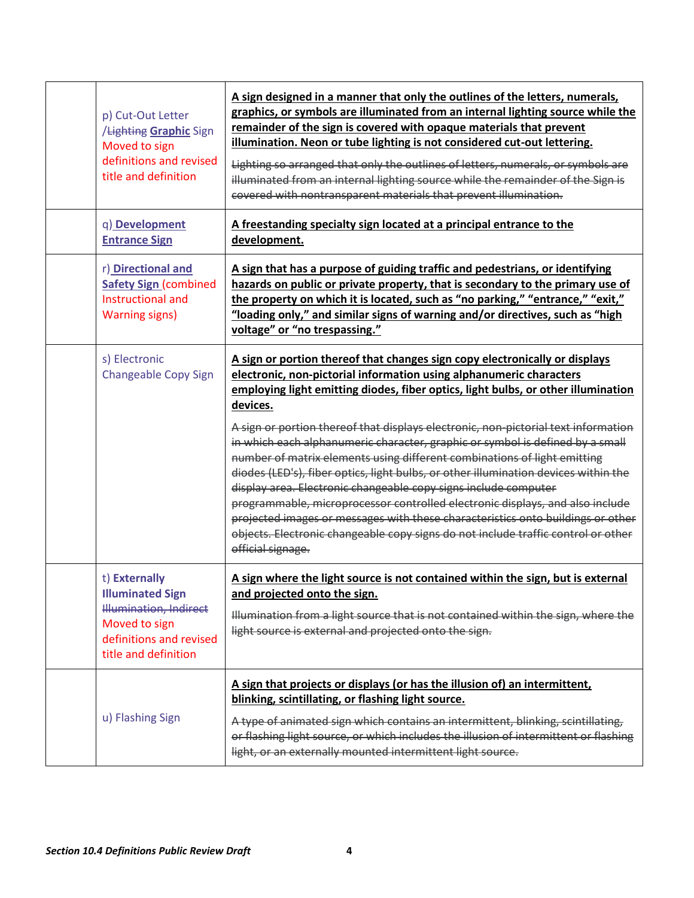| | | |
|---|---|---|
| | p) Cut-Out Letter /~~Lighting~~ **<u>Graphic</u>** Sign Moved to sign definitions and revised title and definition | **<u>A sign designed in a manner that only the outlines of the letters, numerals, graphics, or symbols are illuminated from an internal lighting source while the remainder of the sign is covered with opaque materials that prevent illumination. Neon or tube lighting is not considered cut-out lettering.</u>**<br><br>~~Lighting so arranged that only the outlines of letters, numerals, or symbols are illuminated from an internal lighting source while the remainder of the Sign is covered with nontransparent materials that prevent illumination.~~ |
| | q) **<u>Development Entrance Sign</u>** | **<u>A freestanding specialty sign located at a principal entrance to the development.</u>** |
| | r) **<u>Directional and Safety Sign</u>** (combined Instructional and Warning signs) | **<u>A sign that has a purpose of guiding traffic and pedestrians, or identifying hazards on public or private property, that is secondary to the primary use of the property on which it is located, such as "no parking," "entrance," "exit," "loading only," and similar signs of warning and/or directives, such as "high voltage" or "no trespassing."</u>** |
| | s) Electronic Changeable Copy Sign | **<u>A sign or portion thereof that changes sign copy electronically or displays electronic, non-pictorial information using alphanumeric characters employing light emitting diodes, fiber optics, light bulbs, or other illumination devices.</u>**<br><br>~~A sign or portion thereof that displays electronic, non-pictorial text information in which each alphanumeric character, graphic or symbol is defined by a small number of matrix elements using different combinations of light emitting diodes (LED's), fiber optics, light bulbs, or other illumination devices within the display area. Electronic changeable copy signs include computer programmable, microprocessor controlled electronic displays, and also include projected images or messages with these characteristics onto buildings or other objects. Electronic changeable copy signs do not include traffic control or other official signage.~~ |
| | t) **Externally Illuminated Sign** ~~Illumination, Indirect~~ Moved to sign definitions and revised title and definition | **<u>A sign where the light source is not contained within the sign, but is external and projected onto the sign.</u>**<br><br>~~Illumination from a light source that is not contained within the sign, where the light source is external and projected onto the sign.~~ |
| | u) Flashing Sign | **<u>A sign that projects or displays (or has the illusion of) an intermittent, blinking, scintillating, or flashing light source.</u>**<br><br>~~A type of animated sign which contains an intermittent, blinking, scintillating, or flashing light source, or which includes the illusion of intermittent or flashing light, or an externally mounted intermittent light source.~~ |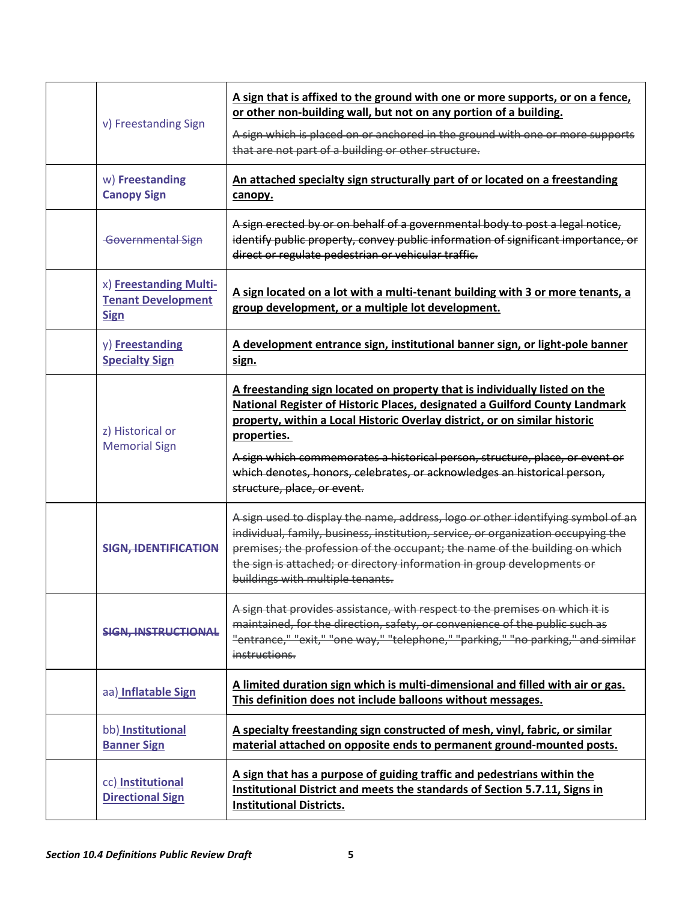| | | |
|---|---|---|
| | v) Freestanding Sign | **A sign that is affixed to the ground with one or more supports, or on a fence, or other non-building wall, but not on any portion of a building.**<br><br>~~A sign which is placed on or anchored in the ground with one or more supports that are not part of a building or other structure.~~ |
| | w) **Freestanding Canopy Sign** | **An attached specialty sign structurally part of or located on a freestanding canopy.** |
| | ~~Governmental Sign~~ | ~~A sign erected by or on behalf of a governmental body to post a legal notice, identify public property, convey public information of significant importance, or direct or regulate pedestrian or vehicular traffic.~~ |
| | x) **Freestanding Multi-Tenant Development Sign** | **A sign located on a lot with a multi-tenant building with 3 or more tenants, a group development, or a multiple lot development.** |
| | y) **Freestanding Specialty Sign** | **A development entrance sign, institutional banner sign, or light-pole banner sign.** |
| | z) Historical or Memorial Sign | **A freestanding sign located on property that is individually listed on the National Register of Historic Places, designated a Guilford County Landmark property, within a Local Historic Overlay district, or on similar historic properties.**<br><br>~~A sign which commemorates a historical person, structure, place, or event or which denotes, honors, celebrates, or acknowledges an historical person, structure, place, or event.~~ |
| | ~~**SIGN, IDENTIFICATION**~~ | ~~A sign used to display the name, address, logo or other identifying symbol of an individual, family, business, institution, service, or organization occupying the premises; the profession of the occupant; the name of the building on which the sign is attached; or directory information in group developments or buildings with multiple tenants.~~ |
| | ~~**SIGN, INSTRUCTIONAL**~~ | ~~A sign that provides assistance, with respect to the premises on which it is maintained, for the direction, safety, or convenience of the public such as "entrance," "exit," "one way," "telephone," "parking," "no parking," and similar instructions.~~ |
| | aa) **Inflatable Sign** | **A limited duration sign which is multi-dimensional and filled with air or gas. This definition does not include balloons without messages.** |
| | bb) **Institutional Banner Sign** | **A specialty freestanding sign constructed of mesh, vinyl, fabric, or similar material attached on opposite ends to permanent ground-mounted posts.** |
| | cc) **Institutional Directional Sign** | **A sign that has a purpose of guiding traffic and pedestrians within the Institutional District and meets the standards of Section 5.7.11, Signs in Institutional Districts.** |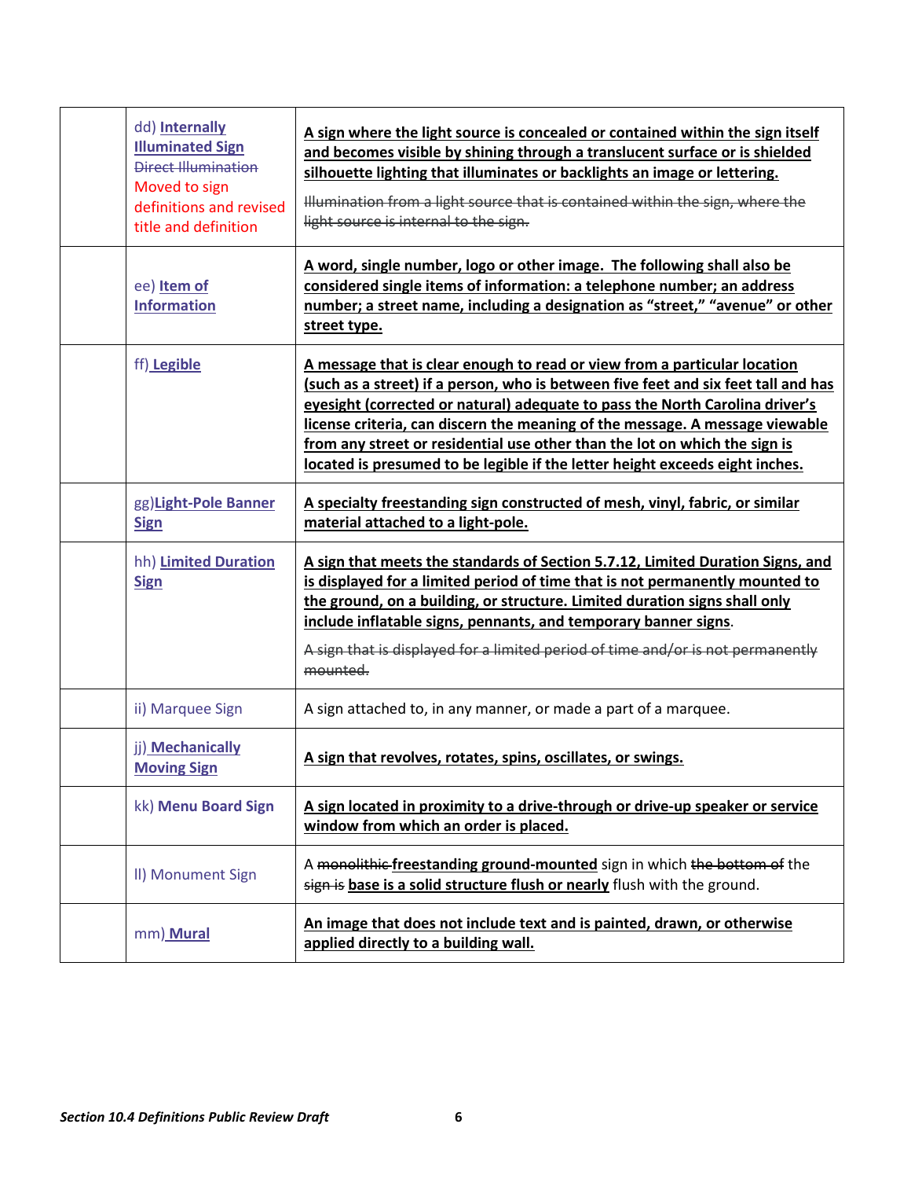| | | |
|---|---|---|
| | dd) **Internally Illuminated Sign** ~~Direct Illumination~~ Moved to sign definitions and revised title and definition | **A sign where the light source is concealed or contained within the sign itself and becomes visible by shining through a translucent surface or is shielded silhouette lighting that illuminates or backlights an image or lettering.** ~~Illumination from a light source that is contained within the sign, where the light source is internal to the sign.~~ |
| | ee) **Item of Information** | **A word, single number, logo or other image. The following shall also be considered single items of information: a telephone number; an address number; a street name, including a designation as "street," "avenue" or other street type.** |
| | ff) **Legible** | **A message that is clear enough to read or view from a particular location (such as a street) if a person, who is between five feet and six feet tall and has eyesight (corrected or natural) adequate to pass the North Carolina driver's license criteria, can discern the meaning of the message. A message viewable from any street or residential use other than the lot on which the sign is located is presumed to be legible if the letter height exceeds eight inches.** |
| | gg) **Light-Pole Banner Sign** | **A specialty freestanding sign constructed of mesh, vinyl, fabric, or similar material attached to a light-pole.** |
| | hh) **Limited Duration Sign** | **A sign that meets the standards of Section 5.7.12, Limited Duration Signs, and is displayed for a limited period of time that is not permanently mounted to the ground, on a building, or structure. Limited duration signs shall only include inflatable signs, pennants, and temporary banner signs**. ~~A sign that is displayed for a limited period of time and/or is not permanently mounted.~~ |
| | ii) Marquee Sign | A sign attached to, in any manner, or made a part of a marquee. |
| | jj) **Mechanically Moving Sign** | **A sign that revolves, rotates, spins, oscillates, or swings.** |
| | kk) **Menu Board Sign** | **A sign located in proximity to a drive-through or drive-up speaker or service window from which an order is placed.** |
| | ll) Monument Sign | A ~~monolithic~~ **freestanding ground-mounted** sign in which ~~the bottom of~~ the ~~sign is~~ **base is a solid structure flush or nearly** flush with the ground. |
| | mm) **Mural** | **An image that does not include text and is painted, drawn, or otherwise applied directly to a building wall.** |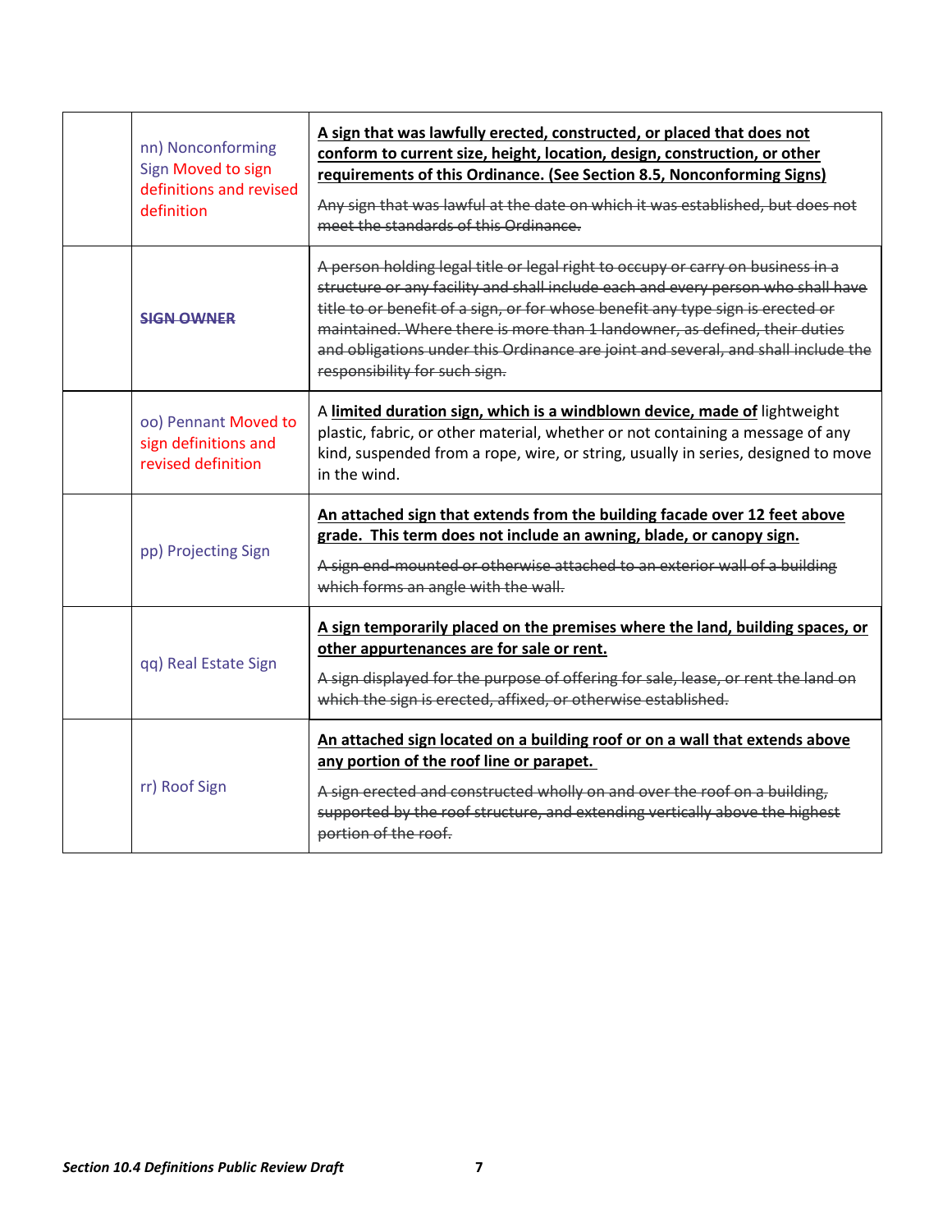| | | |
|---|---|---|
| | nn) Nonconforming Sign Moved to sign definitions and revised definition | <u>**A sign that was lawfully erected, constructed, or placed that does not conform to current size, height, location, design, construction, or other requirements of this Ordinance. (See Section 8.5, Nonconforming Signs)**</u><br><br>~~Any sign that was lawful at the date on which it was established, but does not meet the standards of this Ordinance.~~ |
| | ~~**SIGN OWNER**~~ | ~~A person holding legal title or legal right to occupy or carry on business in a structure or any facility and shall include each and every person who shall have title to or benefit of a sign, or for whose benefit any type sign is erected or maintained. Where there is more than 1 landowner, as defined, their duties and obligations under this Ordinance are joint and several, and shall include the responsibility for such sign.~~ |
| | oo) Pennant Moved to sign definitions and revised definition | A <u>**limited duration sign, which is a windblown device, made of**</u> lightweight plastic, fabric, or other material, whether or not containing a message of any kind, suspended from a rope, wire, or string, usually in series, designed to move in the wind. |
| | pp) Projecting Sign | <u>**An attached sign that extends from the building facade over 12 feet above grade. This term does not include an awning, blade, or canopy sign.**</u><br><br>~~A sign end-mounted or otherwise attached to an exterior wall of a building which forms an angle with the wall.~~ |
| | qq) Real Estate Sign | <u>**A sign temporarily placed on the premises where the land, building spaces, or other appurtenances are for sale or rent.**</u><br><br>~~A sign displayed for the purpose of offering for sale, lease, or rent the land on which the sign is erected, affixed, or otherwise established.~~ |
| | rr) Roof Sign | <u>**An attached sign located on a building roof or on a wall that extends above any portion of the roof line or parapet.**</u><br><br>~~A sign erected and constructed wholly on and over the roof on a building, supported by the roof structure, and extending vertically above the highest portion of the roof.~~ |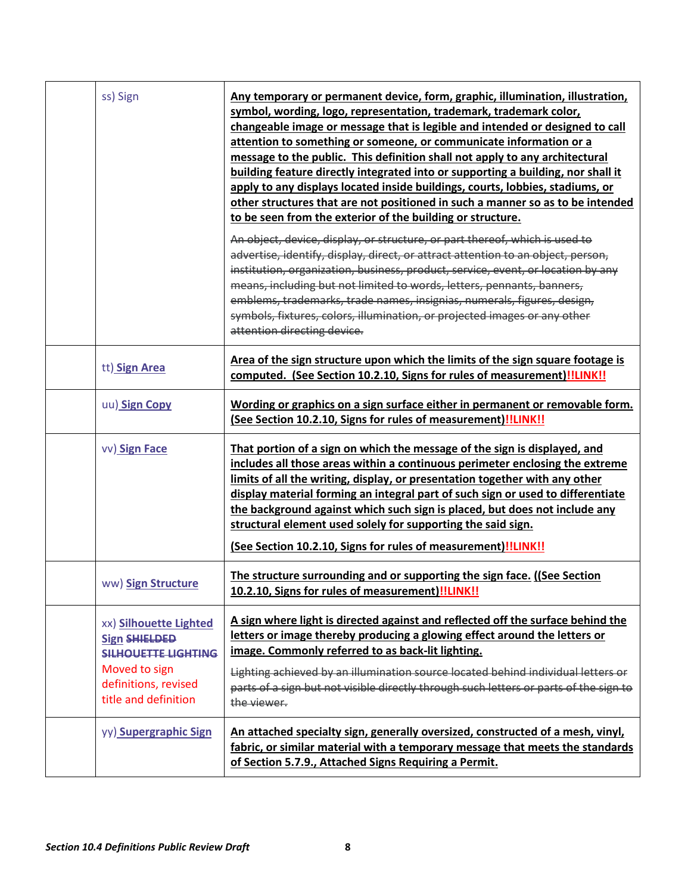| | | |
|---|---|---|
| | ss) Sign | <u>**Any temporary or permanent device, form, graphic, illumination, illustration, symbol, wording, logo, representation, trademark, trademark color, changeable image or message that is legible and intended or designed to call attention to something or someone, or communicate information or a message to the public. This definition shall not apply to any architectural building feature directly integrated into or supporting a building, nor shall it apply to any displays located inside buildings, courts, lobbies, stadiums, or other structures that are not positioned in such a manner so as to be intended to be seen from the exterior of the building or structure.**</u><br><br>~~An object, device, display, or structure, or part thereof, which is used to advertise, identify, display, direct, or attract attention to an object, person, institution, organization, business, product, service, event, or location by any means, including but not limited to words, letters, pennants, banners, emblems, trademarks, trade names, insignias, numerals, figures, design, symbols, fixtures, colors, illumination, or projected images or any other attention directing device.~~ |
| | tt) <u>**Sign Area**</u> | <u>**Area of the sign structure upon which the limits of the sign square footage is computed. (See Section 10.2.10, Signs for rules of measurement)!!LINK!!**</u> |
| | uu) <u>**Sign Copy**</u> | <u>**Wording or graphics on a sign surface either in permanent or removable form. (See Section 10.2.10, Signs for rules of measurement)!!LINK!!**</u> |
| | vv) <u>**Sign Face**</u> | <u>**That portion of a sign on which the message of the sign is displayed, and includes all those areas within a continuous perimeter enclosing the extreme limits of all the writing, display, or presentation together with any other display material forming an integral part of such sign or used to differentiate the background against which such sign is placed, but does not include any structural element used solely for supporting the said sign.**</u><br><br><u>**(See Section 10.2.10, Signs for rules of measurement)!!LINK!!**</u> |
| | ww) <u>**Sign Structure**</u> | <u>**The structure surrounding and or supporting the sign face. ((See Section 10.2.10, Signs for rules of measurement)!!LINK!!**</u> |
| | xx) <u>**Silhouette Lighted Sign**</u> ~~**SHIELDED SILHOUETTE LIGHTING**~~<br>Moved to sign definitions, revised title and definition | <u>**A sign where light is directed against and reflected off the surface behind the letters or image thereby producing a glowing effect around the letters or image. Commonly referred to as back-lit lighting.**</u><br><br>~~Lighting achieved by an illumination source located behind individual letters or parts of a sign but not visible directly through such letters or parts of the sign to the viewer.~~ |
| | yy) <u>**Supergraphic Sign**</u> | <u>**An attached specialty sign, generally oversized, constructed of a mesh, vinyl, fabric, or similar material with a temporary message that meets the standards of Section 5.7.9., Attached Signs Requiring a Permit.**</u> |

*Section 10.4 Definitions Public Review Draft*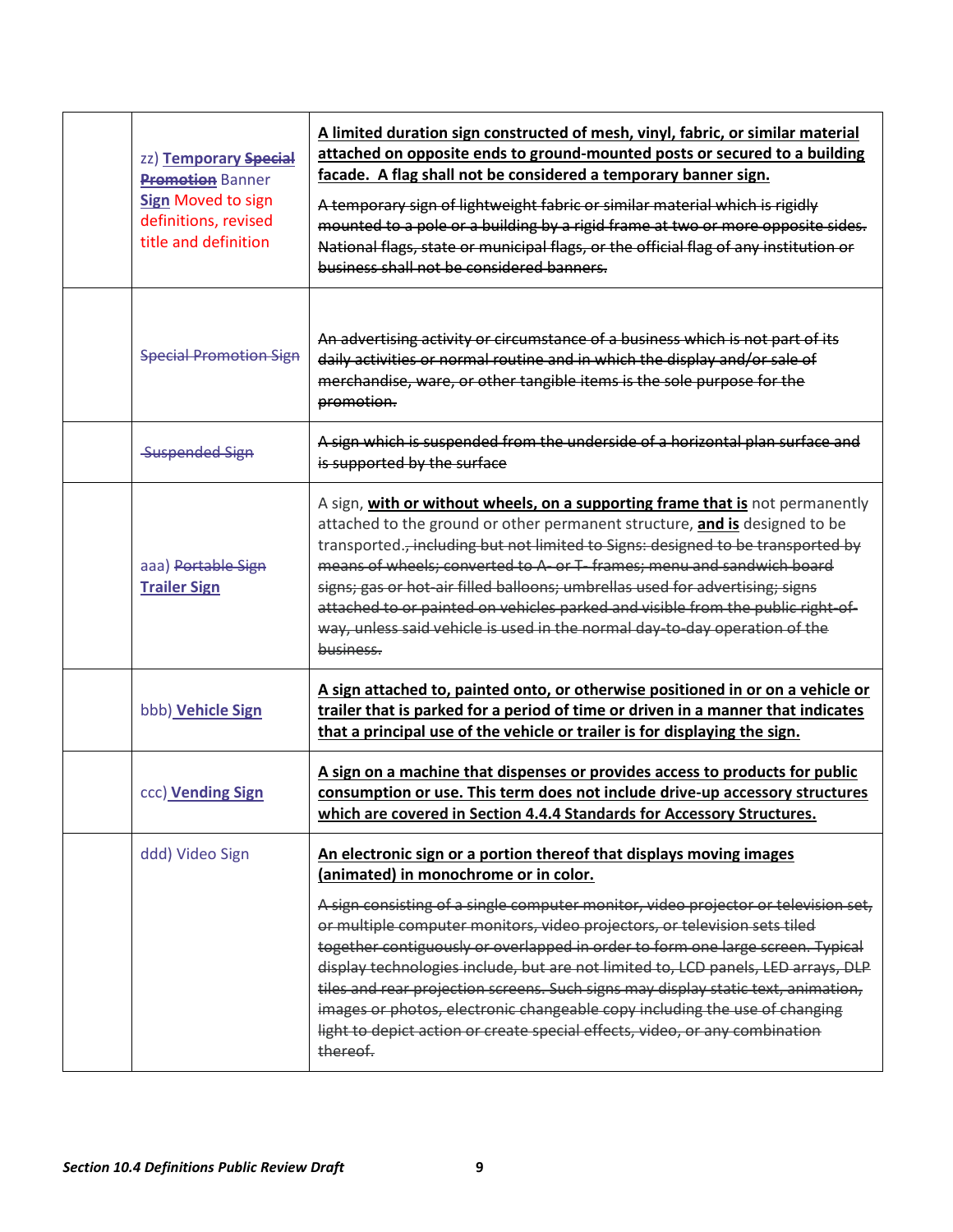| | | |
|---|---|---|
| | zz) **Temporary** ~~**Special Promotion**~~ Banner **Sign** Moved to sign definitions, revised title and definition | **A limited duration sign constructed of mesh, vinyl, fabric, or similar material attached on opposite ends to ground-mounted posts or secured to a building facade. A flag shall not be considered a temporary banner sign.**<br><br>~~A temporary sign of lightweight fabric or similar material which is rigidly mounted to a pole or a building by a rigid frame at two or more opposite sides. National flags, state or municipal flags, or the official flag of any institution or business shall not be considered banners.~~ |
| | ~~Special Promotion Sign~~ | ~~An advertising activity or circumstance of a business which is not part of its daily activities or normal routine and in which the display and/or sale of merchandise, ware, or other tangible items is the sole purpose for the promotion.~~ |
| | ~~Suspended Sign~~ | ~~A sign which is suspended from the underside of a horizontal plan surface and is supported by the surface~~ |
| | aaa) ~~Portable Sign~~ **Trailer Sign** | A sign, **with or without wheels, on a supporting frame that is** not permanently attached to the ground or other permanent structure, **and is** designed to be transported.~~, including but not limited to Signs: designed to be transported by means of wheels; converted to A- or T- frames; menu and sandwich board signs; gas or hot-air filled balloons; umbrellas used for advertising; signs attached to or painted on vehicles parked and visible from the public right-of-way, unless said vehicle is used in the normal day-to-day operation of the business.~~ |
| | bbb) **Vehicle Sign** | **A sign attached to, painted onto, or otherwise positioned in or on a vehicle or trailer that is parked for a period of time or driven in a manner that indicates that a principal use of the vehicle or trailer is for displaying the sign.** |
| | ccc) **Vending Sign** | **A sign on a machine that dispenses or provides access to products for public consumption or use. This term does not include drive-up accessory structures which are covered in Section 4.4.4 Standards for Accessory Structures.** |
| | ddd) Video Sign | **An electronic sign or a portion thereof that displays moving images (animated) in monochrome or in color.**<br><br>~~A sign consisting of a single computer monitor, video projector or television set, or multiple computer monitors, video projectors, or television sets tiled together contiguously or overlapped in order to form one large screen. Typical display technologies include, but are not limited to, LCD panels, LED arrays, DLP tiles and rear projection screens. Such signs may display static text, animation, images or photos, electronic changeable copy including the use of changing light to depict action or create special effects, video, or any combination thereof.~~ |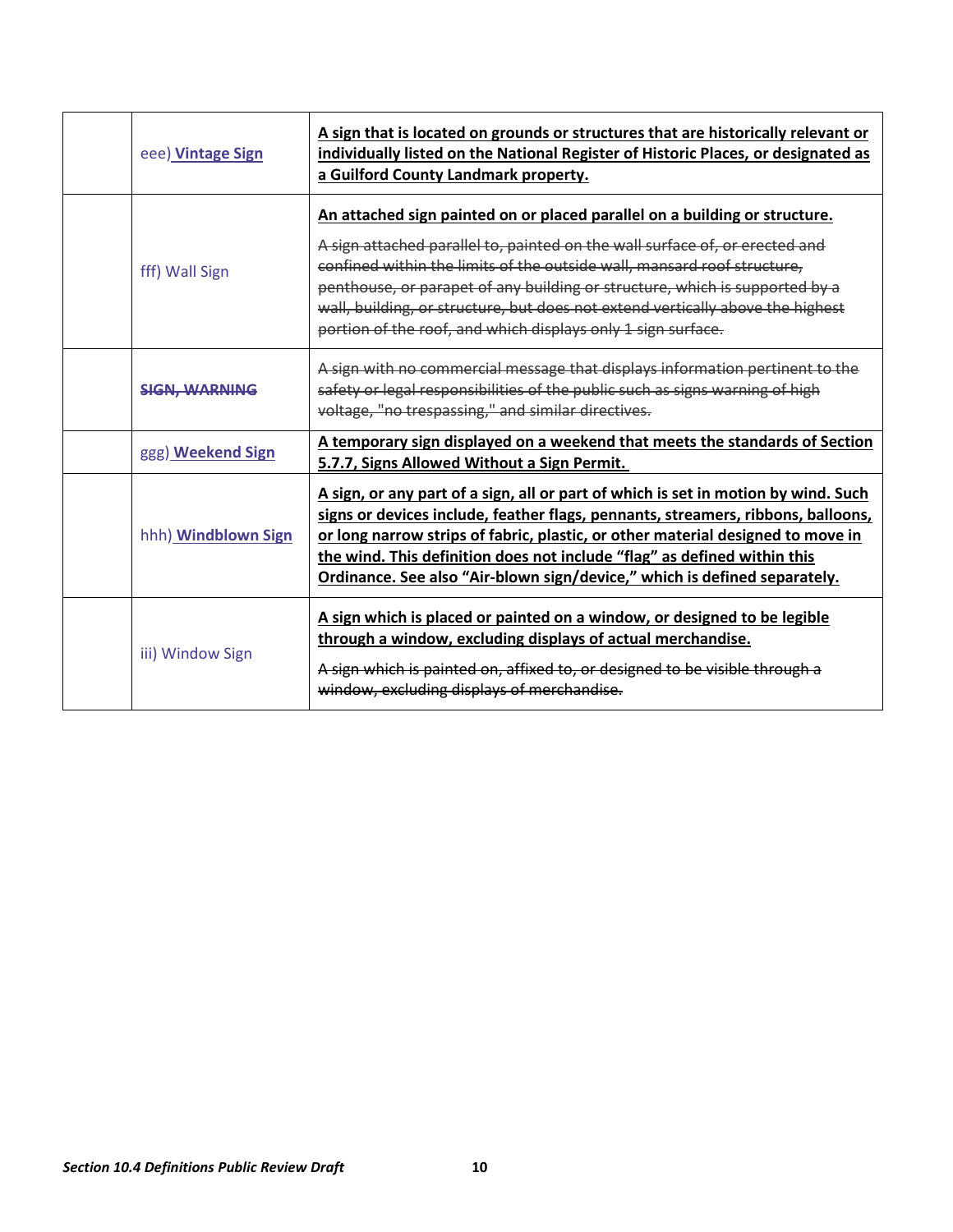| | | |
|---|---|---|
| | eee) **Vintage Sign** | **A sign that is located on grounds or structures that are historically relevant or individually listed on the National Register of Historic Places, or designated as a Guilford County Landmark property.** |
| | fff) Wall Sign | **An attached sign painted on or placed parallel on a building or structure.**<br><br>~~A sign attached parallel to, painted on the wall surface of, or erected and confined within the limits of the outside wall, mansard roof structure, penthouse, or parapet of any building or structure, which is supported by a wall, building, or structure, but does not extend vertically above the highest portion of the roof, and which displays only 1 sign surface.~~ |
| | ~~**SIGN, WARNING**~~ | ~~A sign with no commercial message that displays information pertinent to the safety or legal responsibilities of the public such as signs warning of high voltage, "no trespassing," and similar directives.~~ |
| | ggg) **Weekend Sign** | **A temporary sign displayed on a weekend that meets the standards of Section 5.7.7, Signs Allowed Without a Sign Permit.** |
| | hhh) **Windblown Sign** | **A sign, or any part of a sign, all or part of which is set in motion by wind. Such signs or devices include, feather flags, pennants, streamers, ribbons, balloons, or long narrow strips of fabric, plastic, or other material designed to move in the wind. This definition does not include "flag" as defined within this Ordinance. See also "Air-blown sign/device," which is defined separately.** |
| | iii) Window Sign | **A sign which is placed or painted on a window, or designed to be legible through a window, excluding displays of actual merchandise.**<br><br>~~A sign which is painted on, affixed to, or designed to be visible through a window, excluding displays of merchandise.~~ |